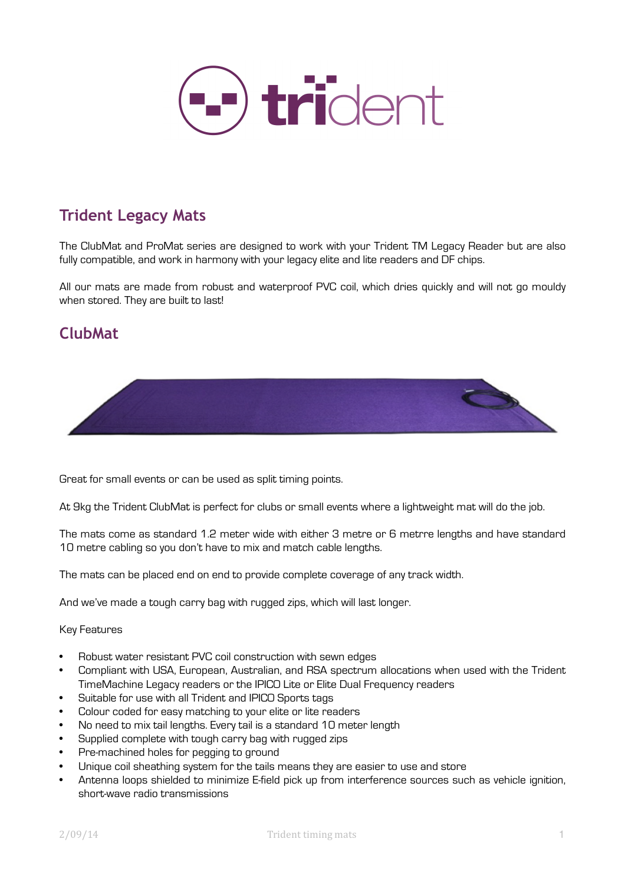# Trident Legacy Mats

The ClubMat and ProMat series are designed to work with your Trident TM Legacy Reader but are also fully compatible, and work in harmony with your legacy elite and lite readers and DF chips.

All our mats are made from robust and waterproof PVC coil, which dries quickly and will not go mouldy when stored. They are built to last!

## ClubMat

Great for small events or can be used as split timing points.

At 9kg the Trident ClubMat is perfect for clubs or small events where a lightweight mat will do the job.

The mats come as standard 1.2 meter wide with either 3 metre or 6 metrre lengths and have standard 10 metre cabling so you don't have to mix and match cable lengths.

The mats can be placed end on end to provide complete coverage of any track width.

And we've made a tough carry bag with rugged zips, which will last longer.

Key Features

- Robust water resistant PVC coil construction with sewn edges
- Compliant with USA, European, Australian, and RSA spectrum allocations when used with the Trident TimeMachine Legacy readers or the IPICO Lite or Elite Dual Frequency readers
- Suitable for use with all Trident and IPICO Sports tags
- Colour coded for easy matching to your elite or lite readers
- No need to mix tail lengths. Every tail is a standard 10 meter length
- Supplied complete with tough carry bag with rugged zips
- Pre-machined holes for pegging to ground
- Unique coil sheathing system for the tails means they are easier to use and store
- Antenna loops shielded to minimize E-field pick up from interference sources such as vehicle ignition, short-wave radio transmissions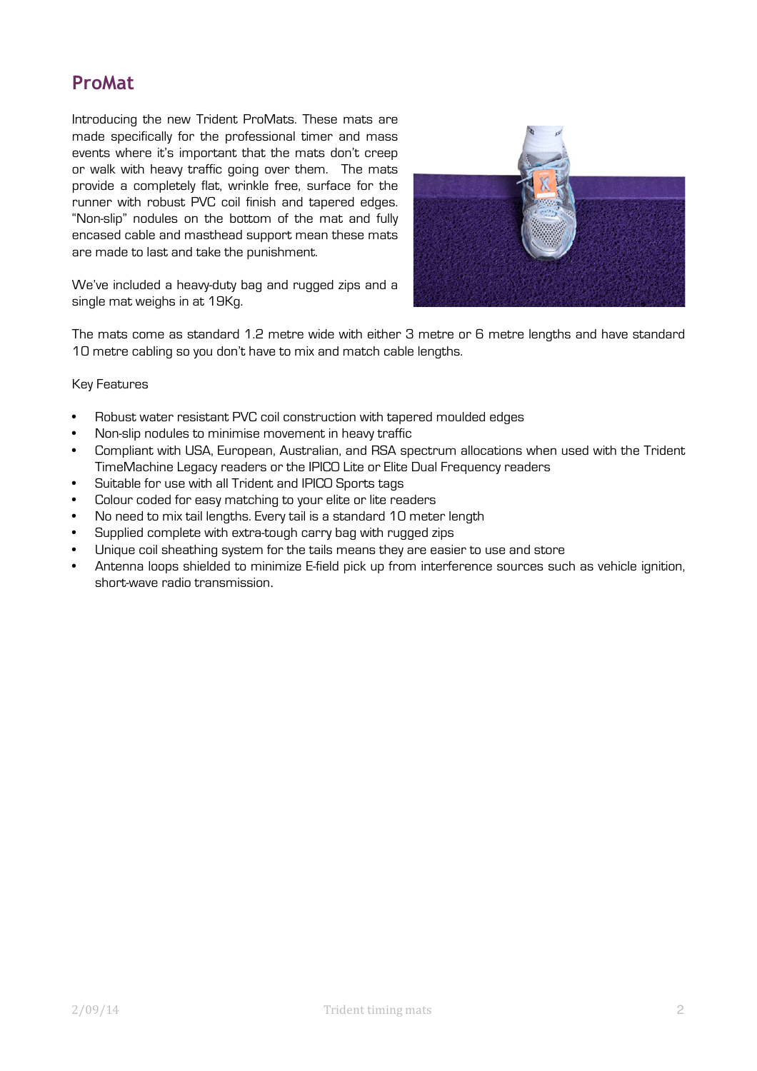## ProMat

Introducing the new Trident ProMats. These mats are made specifically for the professional timer and mass events where it's important that the mats don't creep or walk with heavy traffic going over them. The mats provide a completely flat, wrinkle free, surface for the runner with robust PVC coil finish and tapered edges. "Non-slip" nodules on the bottom of the mat and fully encased cable and masthead support mean these mats are made to last and take the punishment.

We've included a heavy-duty bag and rugged zips and a single mat weighs in at 19Kg.

The mats come as standard 1.2 metre wide with either 3 metre or 6 metre lengths and have standard 10 metre cabling so you don't have to mix and match cable lengths.

Key Features

- Robust water resistant PVC coil construction with tapered moulded edges
- Non-slip nodules to minimise movement in heavy traffic
- Compliant with USA, European, Australian, and RSA spectrum allocations when used with the Trident TimeMachine Legacy readers or the IPICO Lite or Elite Dual Frequency readers
- Suitable for use with all Trident and IPICO Sports tags
- Colour coded for easy matching to your elite or lite readers
- No need to mix tail lengths. Every tail is a standard 10 meter length
- Supplied complete with extra-tough carry bag with rugged zips
- Unique coil sheathing system for the tails means they are easier to use and store
- Antenna loops shielded to minimize E-field pick up from interference sources such as vehicle ignition, short-wave radio transmission.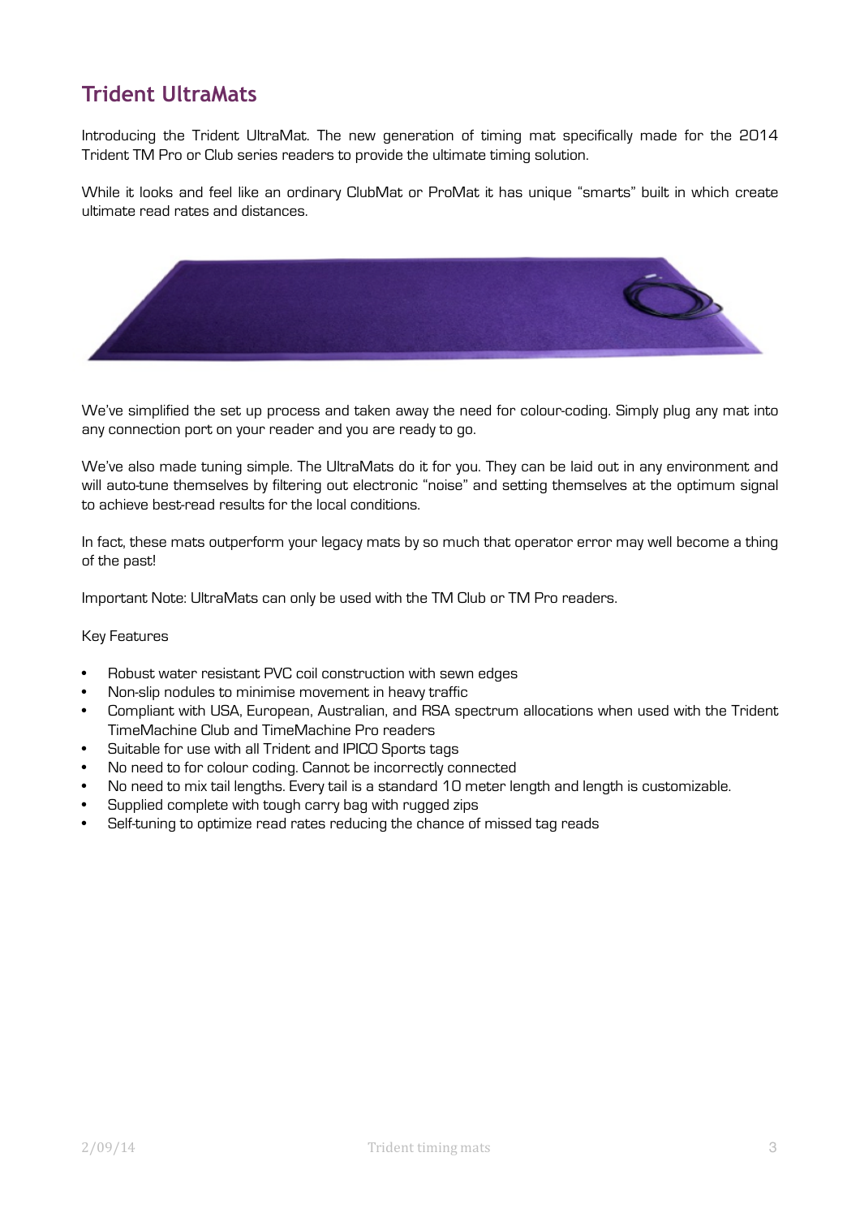## Trident UltraMats

Introducing the Trident UltraMat. The new generation of timing mat specifically made for the 2014 Trident TM Pro or Club series readers to provide the ultimate timing solution.

While it looks and feel like an ordinary ClubMat or ProMat it has unique "smarts" built in which create ultimate read rates and distances.

We've simplified the set up process and taken away the need for colour-coding. Simply plug any mat into any connection port on your reader and you are ready to go.

We've also made tuning simple. The UltraMats do it for you. They can be laid out in any environment and will auto-tune themselves by filtering out electronic "noise" and setting themselves at the optimum signal to achieve best-read results for the local conditions.

In fact, these mats outperform your legacy mats by so much that operator error may well become a thing of the past!

Important Note: UltraMats can only be used with the TM Club or TM Pro readers.

Key Features

- Robust water resistant PVC coil construction with sewn edges
- Non-slip nodules to minimise movement in heavy traffic
- Compliant with USA, European, Australian, and RSA spectrum allocations when used with the Trident TimeMachine Club and TimeMachine Pro readers
- Suitable for use with all Trident and IPICO Sports tags
- No need to for colour coding. Cannot be incorrectly connected
- No need to mix tail lengths. Every tail is a standard 10 meter length and length is customizable.
- Supplied complete with tough carry bag with rugged zips
- Self-tuning to optimize read rates reducing the chance of missed tag reads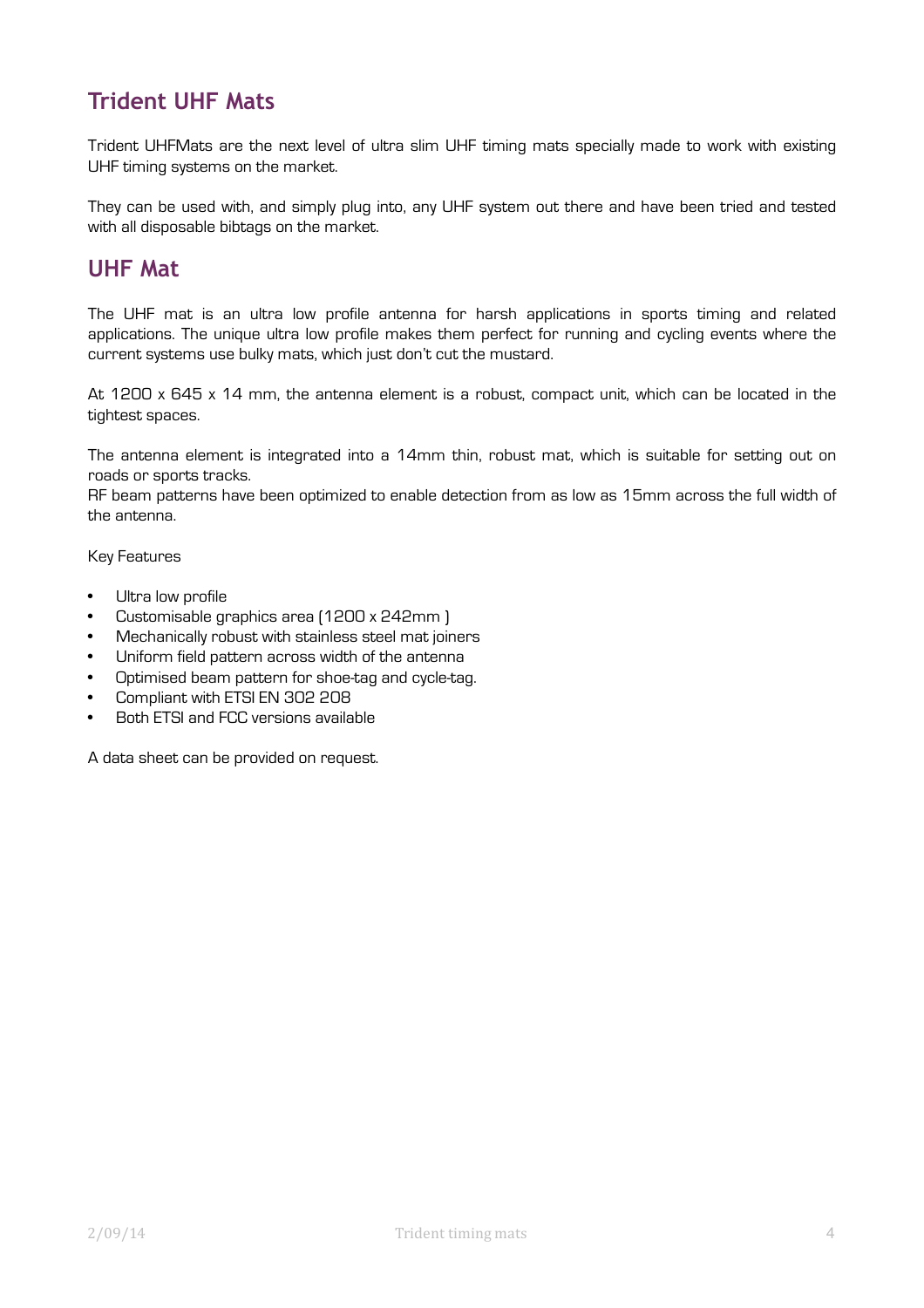## Trident UHF Mats

Trident UHFMats are the next level of ultra slim UHF timing mats specially made to work with existing UHF timing systems on the market.

They can be used with, and simply plug into, any UHF system out there and have been tried and tested with all disposable bibtags on the market.

## UHF Mat

The UHF mat is an ultra low profile antenna for harsh applications in sports timing and related applications. The unique ultra low profile makes them perfect for running and cycling events where the current systems use bulky mats, which just don't cut the mustard.

At 1200 x 645 x 14 mm, the antenna element is a robust, compact unit, which can be located in the tightest spaces.

The antenna element is integrated into a 14mm thin, robust mat, which is suitable for setting out on roads or sports tracks.
RF beam patterns have been optimized to enable detection from as low as 15mm across the full width of the antenna.

Key Features

- Ultra low profile
- Customisable graphics area (1200 x 242mm )
- Mechanically robust with stainless steel mat joiners
- Uniform field pattern across width of the antenna
- Optimised beam pattern for shoe-tag and cycle-tag.
- Compliant with ETSI EN 302 208
- Both ETSI and FCC versions available

A data sheet can be provided on request.